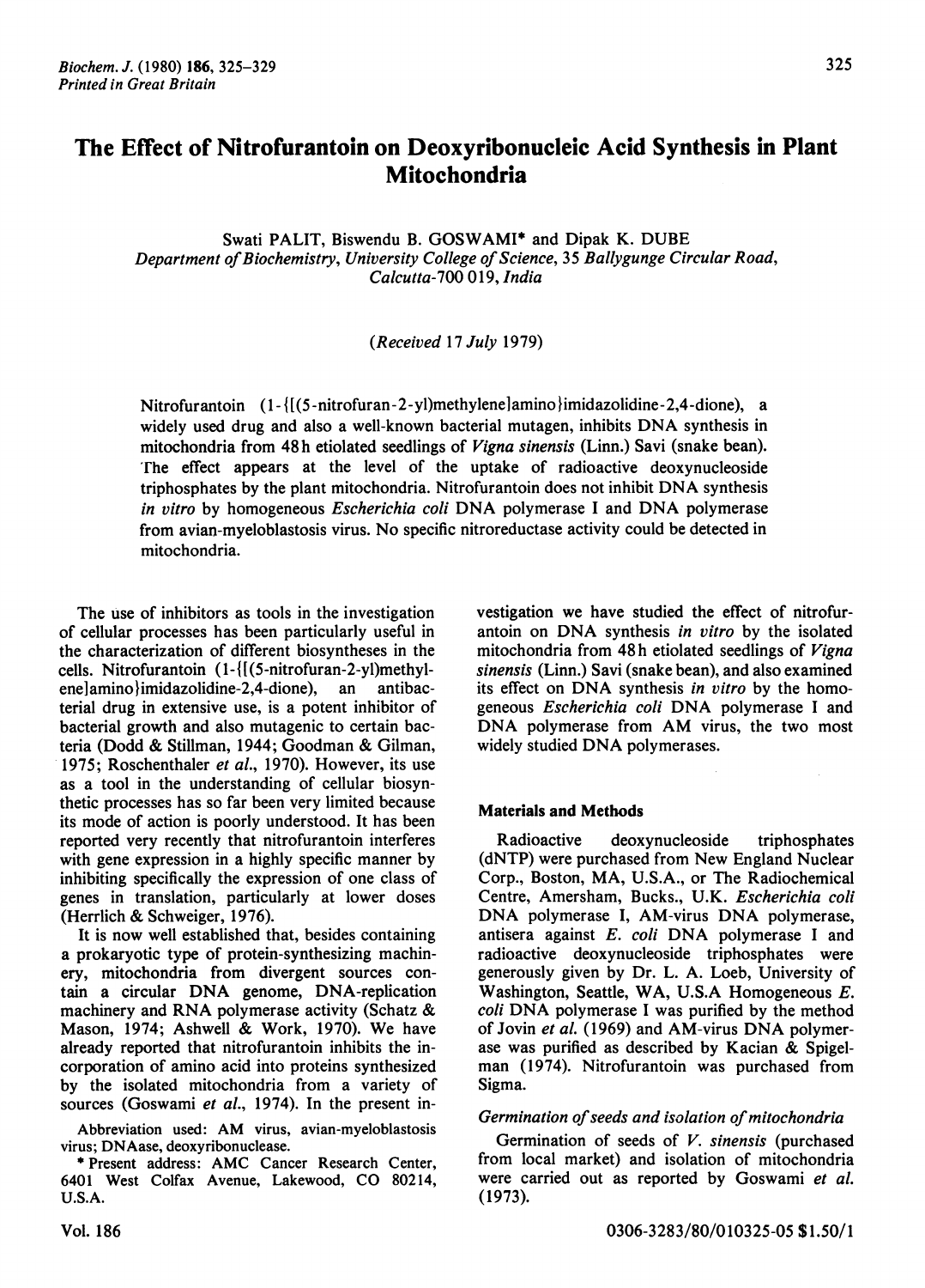# The Effect of Nitrofurantoin on Deoxyribonucleic Acid Synthesis in Plant Mitochondria

Swati PALIT, Biswendu B. GOSWAMI* and Dipak K. DUBE

*Department of Biochemistry, University College of Science, 35 Ballygunge Circular Road, Calcutta-700 019, India*

(*Received 17 July 1979*)

Nitrofurantoin (1-{[(5-nitrofuran-2-yl)methylene]amino}imidazolidine-2,4-dione), a widely used drug and also a well-known bacterial mutagen, inhibits DNA synthesis in mitochondria from 48h etiolated seedlings of *Vigna sinensis* (Linn.) Savi (snake bean). The effect appears at the level of the uptake of radioactive deoxynucleoside triphosphates by the plant mitochondria. Nitrofurantoin does not inhibit DNA synthesis *in vitro* by homogeneous *Escherichia coli* DNA polymerase I and DNA polymerase from avian-myeloblastosis virus. No specific nitroreductase activity could be detected in mitochondria.

The use of inhibitors as tools in the investigation of cellular processes has been particularly useful in the characterization of different biosyntheses in the cells. Nitrofurantoin (1-{[(5-nitrofuran-2-yl)methylene]amino}imidazolidine-2,4-dione), an antibacterial drug in extensive use, is a potent inhibitor of bacterial growth and also mutagenic to certain bacteria (Dodd & Stillman, 1944; Goodman & Gilman, 1975; Roschenthaler *et al.*, 1970). However, its use as a tool in the understanding of cellular biosynthetic processes has so far been very limited because its mode of action is poorly understood. It has been reported very recently that nitrofurantoin interferes with gene expression in a highly specific manner by inhibiting specifically the expression of one class of genes in translation, particularly at lower doses (Herrlich & Schweiger, 1976).

It is now well established that, besides containing a prokaryotic type of protein-synthesizing machinery, mitochondria from divergent sources contain a circular DNA genome, DNA-replication machinery and RNA polymerase activity (Schatz & Mason, 1974; Ashwell & Work, 1970). We have already reported that nitrofurantoin inhibits the incorporation of amino acid into proteins synthesized by the isolated mitochondria from a variety of sources (Goswami *et al.*, 1974). In the present investigation we have studied the effect of nitrofurantoin on DNA synthesis *in vitro* by the isolated mitochondria from 48h etiolated seedlings of *Vigna sinensis* (Linn.) Savi (snake bean), and also examined its effect on DNA synthesis *in vitro* by the homogeneous *Escherichia coli* DNA polymerase I and DNA polymerase from AM virus, the two most widely studied DNA polymerases.

Abbreviation used: AM virus, avian-myeloblastosis virus; DNAase, deoxyribonuclease.

\* Present address: AMC Cancer Research Center, 6401 West Colfax Avenue, Lakewood, CO 80214, U.S.A.

## Materials and Methods

Radioactive deoxynucleoside triphosphates (dNTP) were purchased from New England Nuclear Corp., Boston, MA, U.S.A., or The Radiochemical Centre, Amersham, Bucks., U.K. *Escherichia coli* DNA polymerase I, AM-virus DNA polymerase, antisera against *E. coli* DNA polymerase I and radioactive deoxynucleoside triphosphates were generously given by Dr. L. A. Loeb, University of Washington, Seattle, WA, U.S.A Homogeneous *E. coli* DNA polymerase I was purified by the method of Jovin *et al.* (1969) and AM-virus DNA polymerase was purified as described by Kacian & Spigelman (1974). Nitrofurantoin was purchased from Sigma.

### Germination of seeds and isolation of mitochondria

Germination of seeds of *V. sinensis* (purchased from local market) and isolation of mitochondria were carried out as reported by Goswami *et al.* (1973).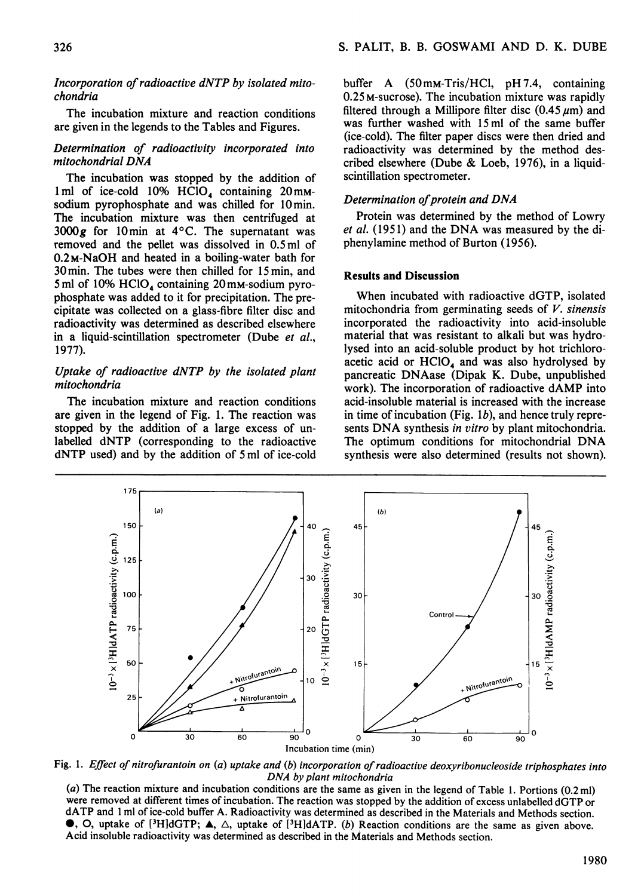### Incorporation of radioactive dNTP by isolated mitochondria

The incubation mixture and reaction conditions are given in the legends to the Tables and Figures.

### Determination of radioactivity incorporated into mitochondrial DNA

The incubation was stopped by the addition of 1 ml of ice-cold 10% $HClO_4$ containing 20 mM-sodium pyrophosphate and was chilled for 10 min. The incubation mixture was then centrifuged at 3000 g for 10 min at 4°C. The supernatant was removed and the pellet was dissolved in 0.5 ml of 0.2 M-NaOH and heated in a boiling-water bath for 30 min. The tubes were then chilled for 15 min, and 5 ml of 10% $HClO_4$ containing 20 mM-sodium pyrophosphate was added to it for precipitation. The precipitate was collected on a glass-fibre filter disc and radioactivity was determined as described elsewhere in a liquid-scintillation spectrometer (Dube et al., 1977).

### Uptake of radioactive dNTP by the isolated plant mitochondria

The incubation mixture and reaction conditions are given in the legend of Fig. 1. The reaction was stopped by the addition of a large excess of unlabelled dNTP (corresponding to the radioactive dNTP used) and by the addition of 5 ml of ice-cold buffer A (50 mM-Tris/HCl, pH 7.4, containing 0.25 M-sucrose). The incubation mixture was rapidly filtered through a Millipore filter disc (0.45 μm) and was further washed with 15 ml of the same buffer (ice-cold). The filter paper discs were then dried and radioactivity was determined by the method described elsewhere (Dube & Loeb, 1976), in a liquid-scintillation spectrometer.

### Determination of protein and DNA

Protein was determined by the method of Lowry et al. (1951) and the DNA was measured by the diphenylamine method of Burton (1956).

## Results and Discussion

When incubated with radioactive dGTP, isolated mitochondria from germinating seeds of *V. sinensis* incorporated the radioactivity into acid-insoluble material that was resistant to alkali but was hydrolysed into an acid-soluble product by hot trichloroacetic acid or $HClO_4$ and was also hydrolysed by pancreatic DNAase (Dipak K. Dube, unpublished work). The incorporation of radioactive dAMP into acid-insoluble material is increased with the increase in time of incubation (Fig. 1*b*), and hence truly represents DNA synthesis *in vitro* by plant mitochondria. The optimum conditions for mitochondrial DNA synthesis were also determined (results not shown).

Fig. 1. *Effect of nitrofurantoin on (a) uptake and (b) incorporation of radioactive deoxyribonucleoside triphosphates into DNA by plant mitochondria*

(*a*) The reaction mixture and incubation conditions are the same as given in the legend of Table 1. Portions (0.2 ml) were removed at different times of incubation. The reaction was stopped by the addition of excess unlabelled dGTP or dATP and 1 ml of ice-cold buffer A. Radioactivity was determined as described in the Materials and Methods section. ●, ○, uptake of [$^3$H]dGTP; ▲, △, uptake of [$^3$H]dATP. (*b*) Reaction conditions are the same as given above. Acid insoluble radioactivity was determined as described in the Materials and Methods section.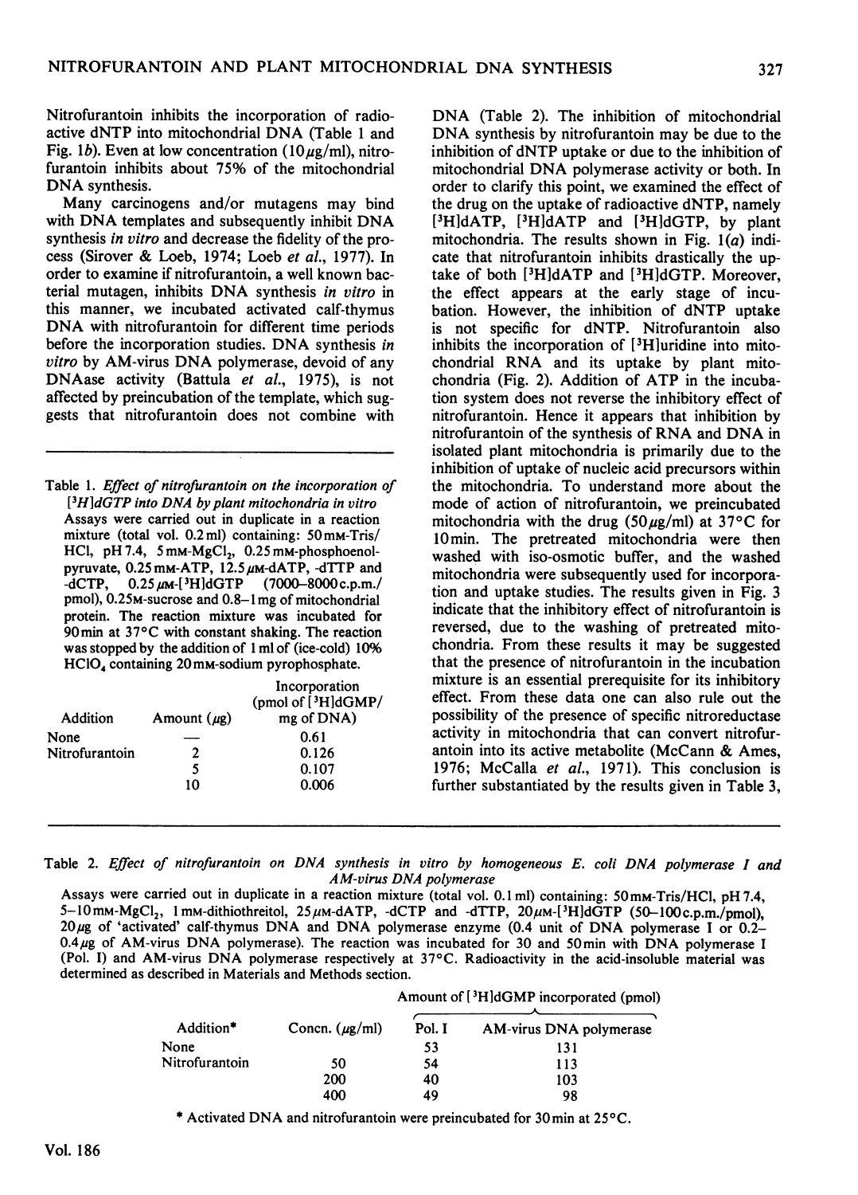Nitrofurantoin inhibits the incorporation of radioactive dNTP into mitochondrial DNA (Table 1 and Fig. 1*b*). Even at low concentration (10μg/ml), nitrofurantoin inhibits about 75% of the mitochondrial DNA synthesis.

Many carcinogens and/or mutagens may bind with DNA templates and subsequently inhibit DNA synthesis *in vitro* and decrease the fidelity of the process (Sirover & Loeb, 1974; Loeb *et al.*, 1977). In order to examine if nitrofurantoin, a well known bacterial mutagen, inhibits DNA synthesis *in vitro* in this manner, we incubated activated calf-thymus DNA with nitrofurantoin for different time periods before the incorporation studies. DNA synthesis *in vitro* by AM-virus DNA polymerase, devoid of any DNAase activity (Battula *et al.*, 1975), is not affected by preincubation of the template, which suggests that nitrofurantoin does not combine with

Table 1. *Effect of nitrofurantoin on the incorporation of [³H]dGTP into DNA by plant mitochondria in vitro*
Assays were carried out in duplicate in a reaction mixture (total vol. 0.2ml) containing: 50mM-Tris/HCl, pH 7.4, 5mM-$MgCl_2$, 0.25mM-phosphoenolpyruvate, 0.25mM-ATP, 12.5μM-dATP, -dTTP and -dCTP, 0.25μM-[³H]dGTP (7000–8000c.p.m./pmol), 0.25M-sucrose and 0.8–1mg of mitochondrial protein. The reaction mixture was incubated for 90min at 37°C with constant shaking. The reaction was stopped by the addition of 1ml of (ice-cold) 10% $HClO_4$ containing 20mM-sodium pyrophosphate.

| Addition | Amount (μg) | Incorporation (pmol of [³H]dGMP/mg of DNA) |
|---|---|---|
| None | — | 0.61 |
| Nitrofurantoin | 2 | 0.126 |
| | 5 | 0.107 |
| | 10 | 0.006 |

DNA (Table 2). The inhibition of mitochondrial DNA synthesis by nitrofurantoin may be due to the inhibition of dNTP uptake or due to the inhibition of mitochondrial DNA polymerase activity or both. In order to clarify this point, we examined the effect of the drug on the uptake of radioactive dNTP, namely [³H]dATP, [³H]dATP and [³H]dGTP, by plant mitochondria. The results shown in Fig. 1(*a*) indicate that nitrofurantoin inhibits drastically the uptake of both [³H]dATP and [³H]dGTP. Moreover, the effect appears at the early stage of incubation. However, the inhibition of dNTP uptake is not specific for dNTP. Nitrofurantoin also inhibits the incorporation of [³H]uridine into mitochondrial RNA and its uptake by plant mitochondria (Fig. 2). Addition of ATP in the incubation system does not reverse the inhibitory effect of nitrofurantoin. Hence it appears that inhibition by nitrofurantoin of the synthesis of RNA and DNA in isolated plant mitochondria is primarily due to the inhibition of uptake of nucleic acid precursors within the mitochondria. To understand more about the mode of action of nitrofurantoin, we preincubated mitochondria with the drug (50μg/ml) at 37°C for 10min. The pretreated mitochondria were then washed with iso-osmotic buffer, and the washed mitochondria were subsequently used for incorporation and uptake studies. The results given in Fig. 3 indicate that the inhibitory effect of nitrofurantoin is reversed, due to the washing of pretreated mitochondria. From these results it may be suggested that the presence of nitrofurantoin in the incubation mixture is an essential prerequisite for its inhibitory effect. From these data one can also rule out the possibility of the presence of specific nitroreductase activity in mitochondria that can convert nitrofurantoin into its active metabolite (McCann & Ames, 1976; McCalla *et al.*, 1971). This conclusion is further substantiated by the results given in Table 3,

Table 2. *Effect of nitrofurantoin on DNA synthesis in vitro by homogeneous E. coli DNA polymerase I and AM-virus DNA polymerase*
Assays were carried out in duplicate in a reaction mixture (total vol. 0.1ml) containing: 50mM-Tris/HCl, pH 7.4, 5–10mM-$MgCl_2$, 1mM-dithiothreitol, 25μM-dATP, -dCTP and -dTTP, 20μM-[³H]dGTP (50–100c.p.m./pmol), 20μg of 'activated' calf-thymus DNA and DNA polymerase enzyme (0.4 unit of DNA polymerase I or 0.2–0.4μg of AM-virus DNA polymerase). The reaction was incubated for 30 and 50min with DNA polymerase I (Pol. I) and AM-virus DNA polymerase respectively at 37°C. Radioactivity in the acid-insoluble material was determined as described in Materials and Methods section.

| Addition* | Concn. (μg/ml) | Amount of [³H]dGMP incorporated (pmol) | |
|---|---|---|---|
| | | Pol. I | AM-virus DNA polymerase |
| None | | 53 | 131 |
| Nitrofurantoin | 50 | 54 | 113 |
| | 200 | 40 | 103 |
| | 400 | 49 | 98 |

* Activated DNA and nitrofurantoin were preincubated for 30min at 25°C.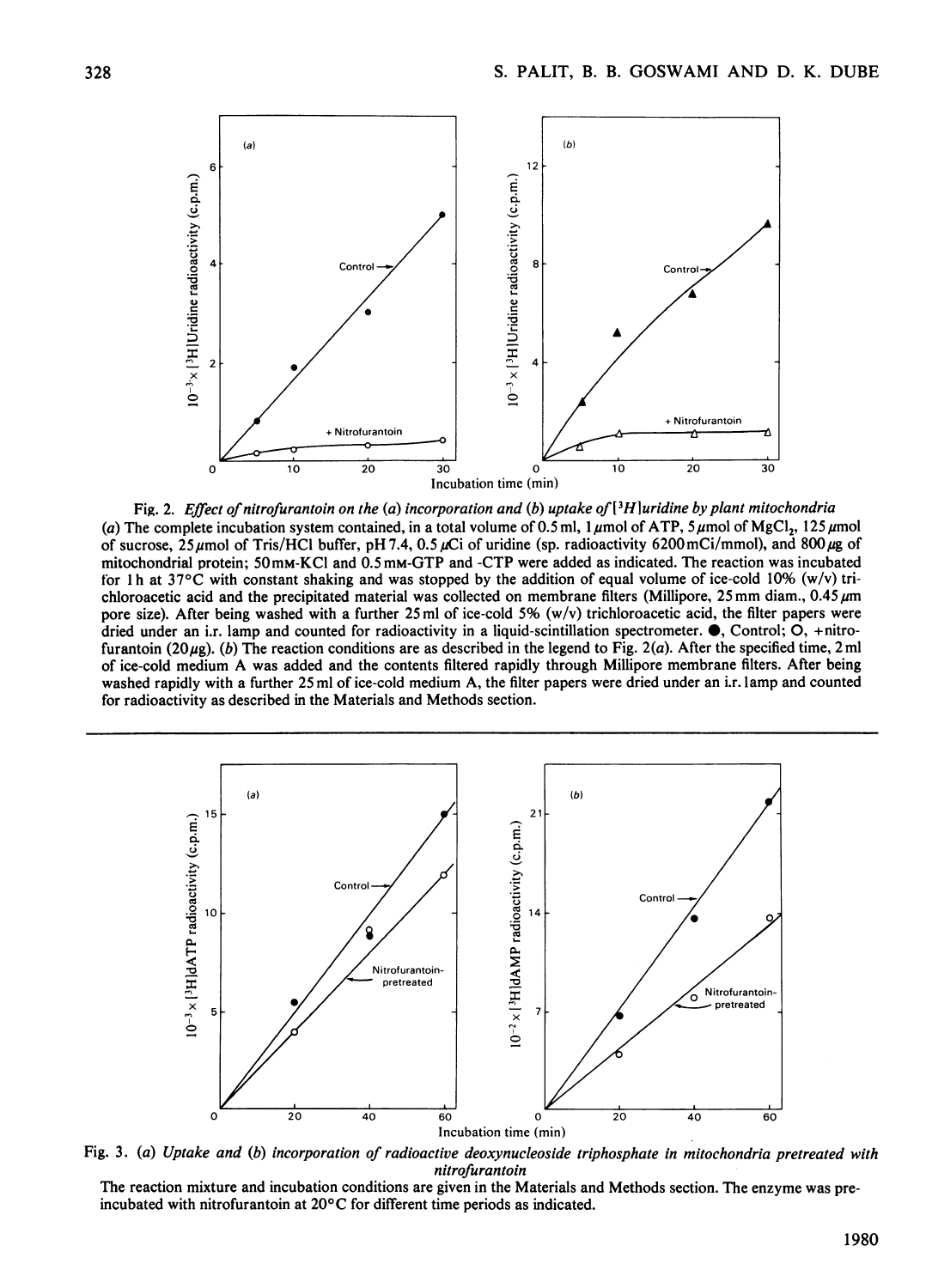Fig. 2. *Effect of nitrofurantoin on the (a) incorporation and (b) uptake of [$^3$H]uridine by plant mitochondria*

(*a*) The complete incubation system contained, in a total volume of 0.5 ml, 1 $\mu$mol of ATP, 5 $\mu$mol of $MgCl_2$, 125 $\mu$mol of sucrose, 25 $\mu$mol of Tris/HCl buffer, pH 7.4, 0.5 $\mu$Ci of uridine (sp. radioactivity 6200 mCi/mmol), and 800 $\mu$g of mitochondrial protein; 50 mM-KCl and 0.5 mM-GTP and -CTP were added as indicated. The reaction was incubated for 1 h at 37°C with constant shaking and was stopped by the addition of equal volume of ice-cold 10% (w/v) trichloroacetic acid and the precipitated material was collected on membrane filters (Millipore, 25 mm diam., 0.45 $\mu$m pore size). After being washed with a further 25 ml of ice-cold 5% (w/v) trichloroacetic acid, the filter papers were dried under an i.r. lamp and counted for radioactivity in a liquid-scintillation spectrometer. ●, Control; ○, +nitrofurantoin (20 $\mu$g). (*b*) The reaction conditions are as described in the legend to Fig. 2(*a*). After the specified time, 2 ml of ice-cold medium A was added and the contents filtered rapidly through Millipore membrane filters. After being washed rapidly with a further 25 ml of ice-cold medium A, the filter papers were dried under an i.r. lamp and counted for radioactivity as described in the Materials and Methods section.

Fig. 3. (*a*) *Uptake and* (*b*) *incorporation of radioactive deoxynucleoside triphosphate in mitochondria pretreated with nitrofurantoin*

The reaction mixture and incubation conditions are given in the Materials and Methods section. The enzyme was preincubated with nitrofurantoin at 20°C for different time periods as indicated.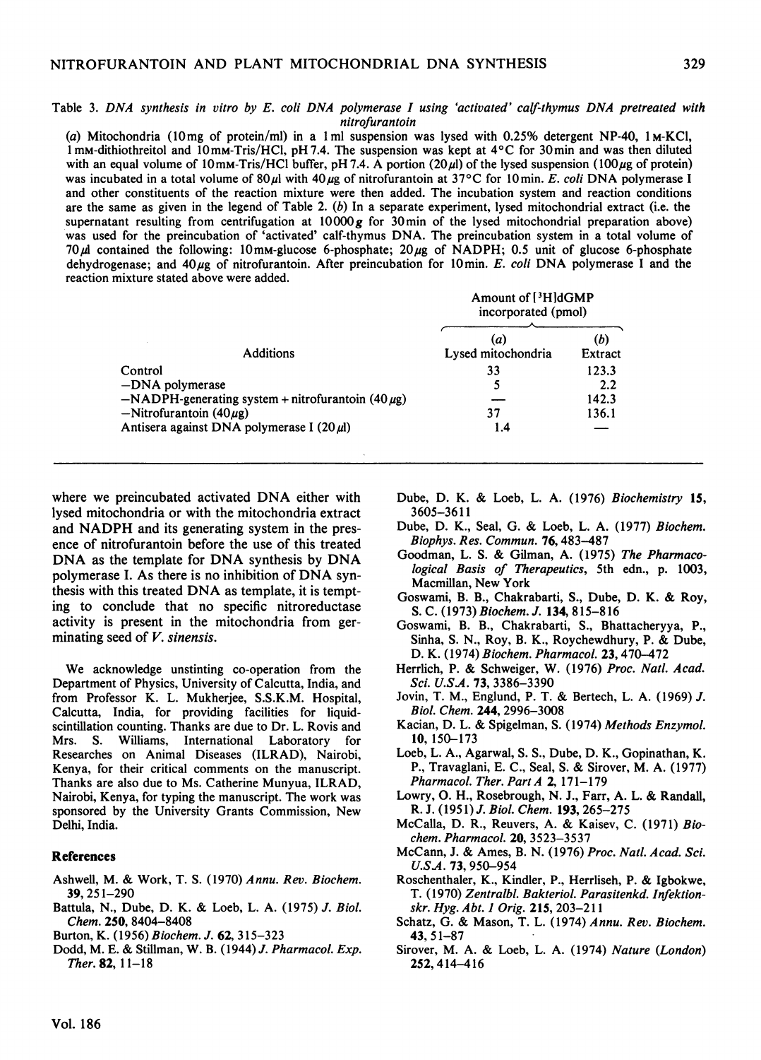Table 3. *DNA synthesis in vitro by E. coli DNA polymerase I using 'activated' calf-thymus DNA pretreated with nitrofurantoin*

(*a*) Mitochondria (10mg of protein/ml) in a 1ml suspension was lysed with 0.25% detergent NP-40, 1M-KCl, 1mM-dithiothreitol and 10mM-Tris/HCl, pH 7.4. The suspension was kept at 4°C for 30min and was then diluted with an equal volume of 10mM-Tris/HCl buffer, pH 7.4. A portion (20μl) of the lysed suspension (100μg of protein) was incubated in a total volume of 80μl with 40μg of nitrofurantoin at 37°C for 10min. *E. coli* DNA polymerase I and other constituents of the reaction mixture were then added. The incubation system and reaction conditions are the same as given in the legend of Table 2. (*b*) In a separate experiment, lysed mitochondrial extract (i.e. the supernatant resulting from centrifugation at 10000*g* for 30min of the lysed mitochondrial preparation above) was used for the preincubation of 'activated' calf-thymus DNA. The preincubation system in a total volume of 70μl contained the following: 10mM-glucose 6-phosphate; 20μg of NADPH; 0.5 unit of glucose 6-phosphate dehydrogenase; and 40μg of nitrofurantoin. After preincubation for 10min. *E. coli* DNA polymerase I and the reaction mixture stated above were added.

| | Amount of [$^3$H]dGMP incorporated (pmol) | |
|---|---|---|
| Additions | (*a*) Lysed mitochondria | (*b*) Extract |
| Control | 33 | 123.3 |
| −DNA polymerase | 5 | 2.2 |
| −NADPH-generating system + nitrofurantoin (40μg) | — | 142.3 |
| −Nitrofurantoin (40μg) | 37 | 136.1 |
| Antisera against DNA polymerase I (20μl) | 1.4 | — |

where we preincubated activated DNA either with lysed mitochondria or with the mitochondria extract and NADPH and its generating system in the presence of nitrofurantoin before the use of this treated DNA as the template for DNA synthesis by DNA polymerase I. As there is no inhibition of DNA synthesis with this treated DNA as template, it is tempting to conclude that no specific nitroreductase activity is present in the mitochondria from germinating seed of *V. sinensis*.

We acknowledge unstinting co-operation from the Department of Physics, University of Calcutta, India, and from Professor K. L. Mukherjee, S.S.K.M. Hospital, Calcutta, India, for providing facilities for liquid-scintillation counting. Thanks are due to Dr. L. Rovis and Mrs. S. Williams, International Laboratory for Researches on Animal Diseases (ILRAD), Nairobi, Kenya, for their critical comments on the manuscript. Thanks are also due to Ms. Catherine Munyua, ILRAD, Nairobi, Kenya, for typing the manuscript. The work was sponsored by the University Grants Commission, New Delhi, India.

## References

Ashwell, M. & Work, T. S. (1970) *Annu. Rev. Biochem.* **39**, 251–290

Battula, N., Dube, D. K. & Loeb, L. A. (1975) *J. Biol. Chem.* **250**, 8404–8408

Burton, K. (1956) *Biochem. J.* **62**, 315–323

Dodd, M. E. & Stillman, W. B. (1944) *J. Pharmacol. Exp. Ther.* **82**, 11–18

Dube, D. K. & Loeb, L. A. (1976) *Biochemistry* **15**, 3605–3611

Dube, D. K., Seal, G. & Loeb, L. A. (1977) *Biochem. Biophys. Res. Commun.* **76**, 483–487

Goodman, L. S. & Gilman, A. (1975) *The Pharmacological Basis of Therapeutics*, 5th edn., p. 1003, Macmillan, New York

Goswami, B. B., Chakrabarti, S., Dube, D. K. & Roy, S. C. (1973) *Biochem. J.* **134**, 815–816

Goswami, B. B., Chakrabarti, S., Bhattacheryya, P., Sinha, S. N., Roy, B. K., Roychewdhury, P. & Dube, D. K. (1974) *Biochem. Pharmacol.* **23**, 470–472

Herrlich, P. & Schweiger, W. (1976) *Proc. Natl. Acad. Sci. U.S.A.* **73**, 3386–3390

Jovin, T. M., Englund, P. T. & Bertech, L. A. (1969) *J. Biol. Chem.* **244**, 2996–3008

Kacian, D. L. & Spigelman, S. (1974) *Methods Enzymol.* **10**, 150–173

Loeb, L. A., Agarwal, S. S., Dube, D. K., Gopinathan, K. P., Travaglani, E. C., Seal, S. & Sirover, M. A. (1977) *Pharmacol. Ther. Part A* **2**, 171–179

Lowry, O. H., Rosebrough, N. J., Farr, A. L. & Randall, R. J. (1951) *J. Biol. Chem.* **193**, 265–275

McCalla, D. R., Reuvers, A. & Kaisev, C. (1971) *Biochem. Pharmacol.* **20**, 3523–3537

McCann, J. & Ames, B. N. (1976) *Proc. Natl. Acad. Sci. U.S.A.* **73**, 950–954

Roschenthaler, K., Kindler, P., Herrliseh, P. & Igbokwe, T. (1970) *Zentralbl. Bakteriol. Parasitenkd. Infektionskr. Hyg. Abt. 1 Orig.* **215**, 203–211

Schatz, G. & Mason, T. L. (1974) *Annu. Rev. Biochem.* **43**, 51–87

Sirover, M. A. & Loeb, L. A. (1974) *Nature (London)* **252**, 414–416